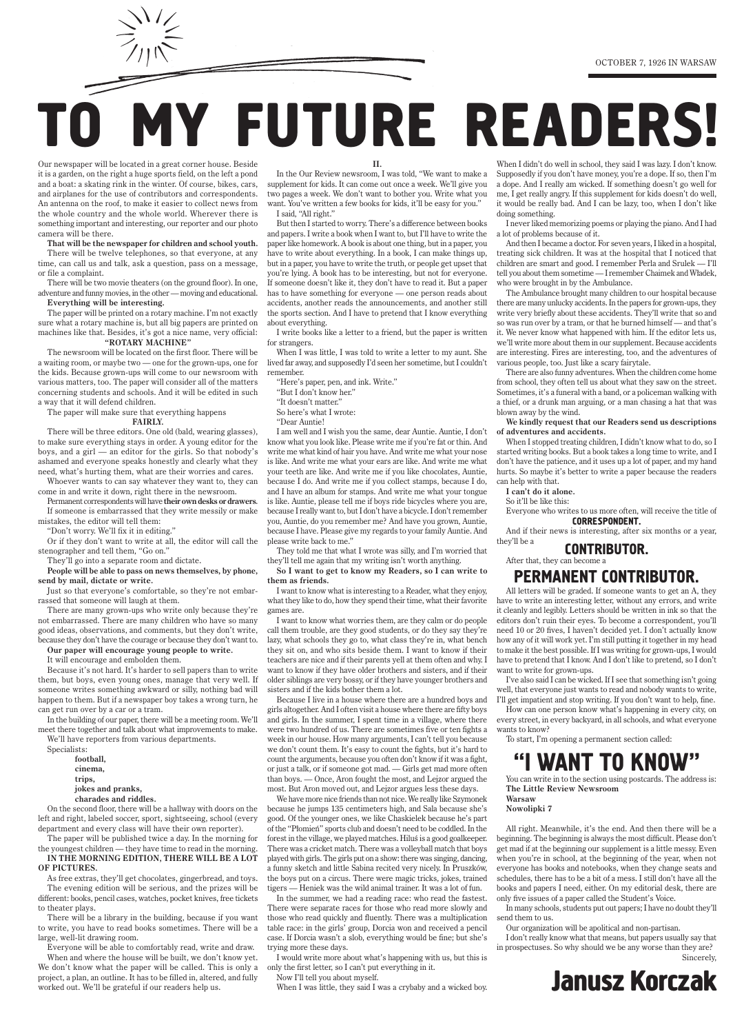OCTOBER 7, 1926 IN WARSAW

# TO MY FUTURE READERS!

Our newspaper will be located in a great corner house. Beside it is a garden, on the right a huge sports field, on the left a pond and a boat: a skating rink in the winter. Of course, bikes, cars, and airplanes for the use of contributors and correspondents. An antenna on the roof, to make it easier to collect news from the whole country and the whole world. Wherever there is something important and interesting, our reporter and our photo camera will be there.

**That will be the newspaper for children and school youth.**

There will be twelve telephones, so that everyone, at any time, can call us and talk, ask a question, pass on a message, or file a complaint.

There will be two movie theaters (on the ground floor). In one, adventure and funny movies, in the other — moving and educational.

**Everything will be interesting.**

The paper will be printed on a rotary machine. I'm not exactly sure what a rotary machine is, but all big papers are printed on machines like that. Besides, it's got a nice name, very official:

**"ROTARY MACHINE"**

The newsroom will be located on the first floor. There will be a waiting room, or maybe two — one for the grown-ups, one for the kids. Because grown-ups will come to our newsroom with various matters, too. The paper will consider all of the matters concerning students and schools. And it will be edited in such a way that it will defend children.

The paper will make sure that everything happens

**FAIRLY.**

There will be three editors. One old (bald, wearing glasses), to make sure everything stays in order. A young editor for the boys, and a girl — an editor for the girls. So that nobody's ashamed and everyone speaks honestly and clearly what they need, what's hurting them, what are their worries and cares.

Whoever wants to can say whatever they want to, they can come in and write it down, right there in the newsroom.

Permanent correspondents will have **their own desks or drawers**.

If someone is embarrassed that they write messily or make mistakes, the editor will tell them:

"Don't worry. We'll fix it in editing."

Or if they don't want to write at all, the editor will call the stenographer and tell them, "Go on."

They'll go into a separate room and dictate.

**People will be able to pass on news themselves, by phone, send by mail, dictate or write.**

Just so that everyone's comfortable, so they're not embarrassed that someone will laugh at them.

There are many grown-ups who write only because they're not embarrassed. There are many children who have so many good ideas, observations, and comments, but they don't write, because they don't have the courage or because they don't want to.

**Our paper will encourage young people to write.**

It will encourage and embolden them.

Because it's not hard. It's harder to sell papers than to write them, but boys, even young ones, manage that very well. If someone writes something awkward or silly, nothing bad will happen to them. But if a newspaper boy takes a wrong turn, he can get run over by a car or a tram.

In the building of our paper, there will be a meeting room. We'll meet there together and talk about what improvements to make.

We'll have reporters from various departments.

Specialists:

**football,**
**cinema,**
**trips,**
**jokes and pranks,**
**charades and riddles.**

On the second floor, there will be a hallway with doors on the left and right, labeled soccer, sport, sightseeing, school (every department and every class will have their own reporter).

The paper will be published twice a day. In the morning for the youngest children — they have time to read in the morning.

**IN THE MORNING EDITION, THERE WILL BE A LOT OF PICTURES.**

As free extras, they'll get chocolates, gingerbread, and toys.

The evening edition will be serious, and the prizes will be different: books, pencil cases, watches, pocket knives, free tickets to theater plays.

There will be a library in the building, because if you want to write, you have to read books sometimes. There will be a large, well-lit drawing room.

Everyone will be able to comfortably read, write and draw.

When and where the house will be built, we don't know yet. We don't know what the paper will be called. This is only a project, a plan, an outline. It has to be filled in, altered, and fully worked out. We'll be grateful if our readers help us.

**II.**

In the Our Review newsroom, I was told, "We want to make a supplement for kids. It can come out once a week. We'll give you two pages a week. We don't want to bother you. Write what you want. You've written a few books for kids, it'll be easy for you."

I said, "All right."

But then I started to worry. There's a difference between books and papers. I write a book when I want to, but I'll have to write the paper like homework. A book is about one thing, but in a paper, you have to write about everything. In a book, I can make things up, but in a paper, you have to write the truth, or people get upset that you're lying. A book has to be interesting, but not for everyone. If someone doesn't like it, they don't have to read it. But a paper has to have something for everyone — one person reads about accidents, another reads the announcements, and another still the sports section. And I have to pretend that I know everything about everything.

I write books like a letter to a friend, but the paper is written for strangers.

When I was little, I was told to write a letter to my aunt. She lived far away, and supposedly I'd seen her sometime, but I couldn't remember.

"Here's paper, pen, and ink. Write."

"But I don't know her."

"It doesn't matter."

So here's what I wrote:

"Dear Auntie!

I am well and I wish you the same, dear Auntie. Auntie, I don't know what you look like. Please write me if you're fat or thin. And write me what kind of hair you have. And write me what your nose is like. And write me what your ears are like. And write me what your teeth are like. And write me if you like chocolates, Auntie, because I do. And write me if you collect stamps, because I do, and I have an album for stamps. And write me what your tongue is like. Auntie, please tell me if boys ride bicycles where you are, because I really want to, but I don't have a bicycle. I don't remember you, Auntie, do you remember me? And have you grown, Auntie, because I have. Please give my regards to your family Auntie. And please write back to me."

They told me that what I wrote was silly, and I'm worried that they'll tell me again that my writing isn't worth anything.

**So I want to get to know my Readers, so I can write to them as friends.**

I want to know what is interesting to a Reader, what they enjoy, what they like to do, how they spend their time, what their favorite games are.

I want to know what worries them, are they calm or do people call them trouble, are they good students, or do they say they're lazy, what schools they go to, what class they're in, what bench they sit on, and who sits beside them. I want to know if their teachers are nice and if their parents yell at them often and why. I want to know if they have older brothers and sisters, and if their older siblings are very bossy, or if they have younger brothers and sisters and if the kids bother them a lot.

Because I live in a house where there are a hundred boys and girls altogether. And I often visit a house where there are fifty boys and girls. In the summer, I spent time in a village, where there were two hundred of us. There are sometimes five or ten fights a week in our house. How many arguments, I can't tell you because we don't count them. It's easy to count the fights, but it's hard to count the arguments, because you often don't know if it was a fight, or just a talk, or if someone got mad. — Girls get mad more often than boys. — Once, Aron fought the most, and Lejzor argued the most. But Aron moved out, and Lejzor argues less these days.

We have more nice friends than not nice. We really like Szymonek because he jumps 135 centimeters high, and Sala because she's good. Of the younger ones, we like Chaskielek because he's part of the "Płomień" sports club and doesn't need to be coddled. In the forest in the village, we played matches. Hiluś is a good goalkeeper. There was a cricket match. There was a volleyball match that boys played with girls. The girls put on a show: there was singing, dancing, a funny sketch and little Sabina recited very nicely. In Pruszków, the boys put on a circus. There were magic tricks, jokes, trained tigers — Heniek was the wild animal trainer. It was a lot of fun.

In the summer, we had a reading race: who read the fastest. There were separate races for those who read more slowly and those who read quickly and fluently. There was a multiplication table race: in the girls' group, Dorcia won and received a pencil case. If Dorcia wasn't a slob, everything would be fine; but she's trying more these days.

I would write more about what's happening with us, but this is only the first letter, so I can't put everything in it.

Now I'll tell you about myself.

When I was little, they said I was a crybaby and a wicked boy. When I didn't do well in school, they said I was lazy. I don't know. Supposedly if you don't have money, you're a dope. If so, then I'm a dope. And I really am wicked. If something doesn't go well for me, I get really angry. If this supplement for kids doesn't do well, it would be really bad. And I can be lazy, too, when I don't like doing something.

I never liked memorizing poems or playing the piano. And I had a lot of problems because of it.

And then I became a doctor. For seven years, I liked in a hospital, treating sick children. It was at the hospital that I noticed that children are smart and good. I remember Perla and Srulek — I'll tell you about them sometime — I remember Chaimek and Władek, who were brought in by the Ambulance.

The Ambulance brought many children to our hospital because there are many unlucky accidents. In the papers for grown-ups, they write very briefly about these accidents. They'll write that so and so was run over by a tram, or that he burned himself — and that's it. We never know what happened with him. If the editor lets us, we'll write more about them in our supplement. Because accidents are interesting. Fires are interesting, too, and the adventures of various people, too. Just like a scary fairytale.

There are also funny adventures. When the children come home from school, they often tell us about what they saw on the street. Sometimes, it's a funeral with a band, or a policeman walking with a thief, or a drunk man arguing, or a man chasing a hat that was blown away by the wind.

**We kindly request that our Readers send us descriptions of adventures and accidents.**

When I stopped treating children, I didn't know what to do, so I started writing books. But a book takes a long time to write, and I don't have the patience, and it uses up a lot of paper, and my hand hurts. So maybe it's better to write a paper because the readers can help with that.

**I can't do it alone.**

So it'll be like this:

Everyone who writes to us more often, will receive the title of

**CORRESPONDENT.**

And if their news is interesting, after six months or a year, they'll be a

**CONTRIBUTOR.**

After that, they can become a

**PERMANENT CONTRIBUTOR.**

All letters will be graded. If someone wants to get an A, they have to write an interesting letter, without any errors, and write it cleanly and legibly. Letters should be written in ink so that the editors don't ruin their eyes. To become a correspondent, you'll need 10 or 20 fives, I haven't decided yet. I don't actually know how any of it will work yet. I'm still putting it together in my head to make it the best possible. If I was writing for grown-ups, I would have to pretend that I know. And I don't like to pretend, so I don't want to write for grown-ups.

I've also said I can be wicked. If I see that something isn't going well, that everyone just wants to read and nobody wants to write, I'll get impatient and stop writing. If you don't want to help, fine.

How can one person know what's happening in every city, on every street, in every backyard, in all schools, and what everyone wants to know?

To start, I'm opening a permanent section called:

## "I WANT TO KNOW"

You can write in to the section using postcards. The address is:

**The Little Review Newsroom**
**Warsaw**
**Nowolipki 7**

All right. Meanwhile, it's the end. And then there will be a beginning. The beginning is always the most difficult. Please don't get mad if at the beginning our supplement is a little messy. Even when you're in school, at the beginning of the year, when not everyone has books and notebooks, when they change seats and schedules, there has to be a bit of a mess. I still don't have all the books and papers I need, either. On my editorial desk, there are only five issues of a paper called the Student's Voice.

In many schools, students put out papers; I have no doubt they'll send them to us.

Our organization will be apolitical and non-partisan.

I don't really know what that means, but papers usually say that in prospectuses. So why should we be any worse than they are?

Sincerely,

**Janusz Korczak**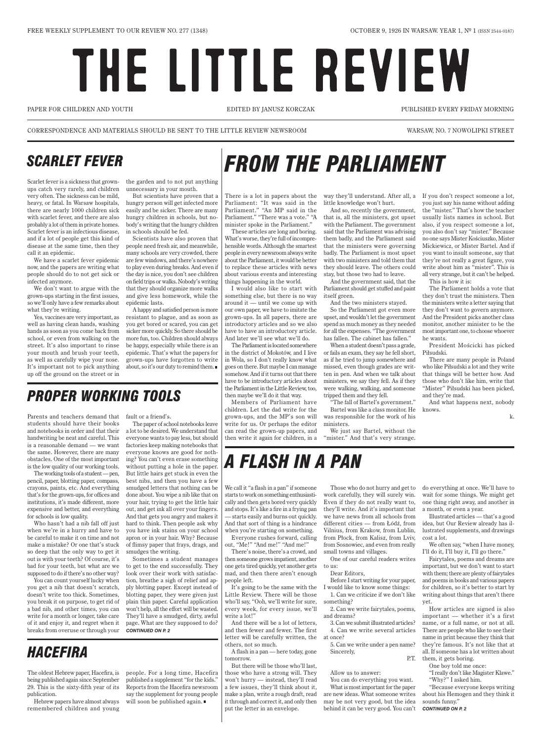FREE WEEKLY SUPPLEMENT TO OUR REVIEW NO. 277 (1348)

OCTOBER 9, 1926 IN WARSAW. YEAR 1, № 1 (ISSN 2544-0187)

# THE LITTLE REVIEW

PAPER FOR CHILDREN AND YOUTH — EDITED BY JANUSZ KORCZAK — PUBLISHED EVERY FRIDAY MORNING

CORRESPONDENCE AND MATERIALS SHOULD BE SENT TO THE LITTLE REVIEW NEWSROOM — WARSAW, NO. 7 NOWOLIPKI STREET

## SCARLET FEVER

Scarlet fever is a sickness that grown-ups catch very rarely, and children very often. The sickness can be mild, heavy, or fatal. In Warsaw hospitals, there are nearly 1000 children sick with scarlet fever, and there are also probably a lot of them in private homes. Scarlet fever is an infectious disease, and if a lot of people get this kind of disease at the same time, then they call it an epidemic.

We have a scarlet fever epidemic now, and the papers are writing what people should do to not get sick or infected anymore.

We don't want to argue with the grown-ups starting in the first issues, so we'll only have a few remarks about what they're writing.

Yes, vaccines are very important, as well as having clean hands, washing hands as soon as you come back from school, or even from walking on the street. It's also important to rinse your mouth and brush your teeth, as well as carefully wipe your nose. It's important not to pick anything up off the ground on the street or in the garden and to not put anything unnecessary in your mouth.

But scientists have proven that a hungry person will get infected more easily and be sicker. There are many hungry children in schools, but nobody's writing that the hungry children in schools should be fed.

Scientists have also proven that people need fresh air, and meanwhile, many schools are very crowded, there are few windows, and there's nowhere to play even during breaks. And even if the day is nice, you don't see children on field trips or walks. Nobody's writing that they should organize more walks and give less homework, while the epidemic lasts.

A happy and satisfied person is more resistant to plague, and as soon as you get bored or scared, you can get sicker more quickly. So there should be more fun, too. Children should always be happy, especially while there is an epidemic. That's what the papers for grown-ups have forgotten to write about, so it's our duty to remind them. ∎

## FROM THE PARLIAMENT

There is a lot in papers about the Parliament: "It was said in the Parliament." "An MP said in the Parliament." "There was a vote." "A minister spoke in the Parliament."

These articles are long and boring. What's worse, they're full of incomprehensible words. Although the smartest people in every newsroom always write about the Parliament, it would be better to replace these articles with news about various events and interesting things happening in the world.

I would also like to start with something else, but there is no way around it — until we come up with our own paper, we have to imitate the grown-ups. In all papers, there are introductory articles and so we also have to have an introductory article. And later we'll see what we'll do.

The Parliament is located somewhere in the district of Mokotów, and I live in Wola, so I don't really know what goes on there. But maybe I can manage somehow. And if it turns out that there have to be introductory articles about the Parliament in the Little Review, too, then maybe we'll do it that way.

Members of Parliament have children. Let the dad write for the grown-ups, and the MP's son will write for us. Or perhaps the editor can read the grown-up papers, and then write it again for children, in a way they'll understand. After all, a little knowledge won't hurt.

And so, recently the government, that is, all the ministers, got upset with the Parliament. The government said that the Parliament was advising them badly, and the Parliament said that the ministers were governing badly. The Parliament is most upset with two ministers and told them that they should leave. The others could stay, but those two had to leave.

And the government said, that the Parliament should get stuffed and paint itself green.

And the two ministers stayed.

So the Parliament got even more upset, and wouldn't let the government spend as much money as they needed for all the expenses. "The government has fallen. The cabinet has fallen."

When a student doesn't pass a grade, or fails an exam, they say he fell short, as if he tried to jump somewhere and missed, even though grades are written in pen. And when we talk about ministers, we say they fell. As if they were walking, walking, and someone tripped them and they fell.

"The fall of Bartel's government."

Bartel was like a class monitor. He was responsible for the work of his ministers.

We just say Bartel, without the "mister." And that's very strange. If you don't respect someone a lot, you just say his name without adding the "mister." That's how the teacher usually lists names in school. But also, if you respect someone a lot, you also don't say "mister." Because no one says Mister Kościuszko, Mister Mickiewicz, or Mister Bartel. And if you want to insult someone, say that they're not really a great figure, you write about him as "mister". This is all very strange, but it can't be helped.

This is how it is:

The Parliament holds a vote that they don't trust the ministers. Then the ministers write a letter saying that they don't want to govern anymore. And the President picks another class monitor, another minister to be the most important one, to choose whoever he wants.

President Mościcki has picked Piłsudski.

There are many people in Poland who like Piłsudski a lot and they write that things will be better how. And those who don't like him, write that "Mister" Piłsudski has been picked, and they're mad.

And what happens next, nobody knows.

k.

## PROPER WORKING TOOLS

Parents and teachers demand that students should have their books and notebooks in order and that their handwriting be neat and careful. This is a reasonable demand — we want the same. However, there are many obstacles. One of the most important is the low quality of our working tools.

The working tools of a student — pen, pencil, paper, blotting paper, compass, crayons, paints, etc. And everything that's for the grown-ups, for offices and institutions, it's made different, more expensive and better, and everything for schools is low quality.

Who hasn't had a nib fall off just when we're in a hurry and have to be careful to make it on time and not make a mistake? Or one that's stuck so deep that the only way to get it out is with your teeth? Of course, it's bad for your teeth, but what are we supposed to do if there's no other way?

You can count yourself lucky when you get a nib that doesn't scratch, doesn't write too thick. Sometimes, you break it on purpose, to get rid of a bad nib, and other times, you can write for a month or longer, take care of it and enjoy it, and regret when it breaks from overuse or through your fault or a friend's.

The paper of school notebooks leave a lot to be desired. We understand that everyone wants to pay less, but should factories keep making notebooks that everyone knows are good for nothing? You can't even erase something without putting a hole in the paper. But little hairs get stuck in even the best nibs, and then you have a few smudged letters that nothing can be done about. You wipe a nib like that on your hair, trying to get the little hair out, and get ink all over your fingers. And that gets you angry and makes it hard to think. Then people ask why you have ink stains on your school apron or in your hair. Why? Because of flimsy paper that frays, drags, and smudges the writing.

Sometimes a student manages to get to the end successfully. They look over their work with satisfaction, breathe a sigh of relief and apply blotting paper. Except instead of blotting paper, they were given just plain thin paper. Careful application won't help, all the effort will be wasted. They'll have a smudged, dirty, awful page. What are they supposed to do?

***CONTINUED ON P. 2***

## A FLASH IN A PAN

We call it "a flash in a pan" if someone starts to work on something enthusiastically and then gets bored very quickly and stops. It's like a fire in a frying pan — starts easily and burns out quickly. And that sort of thing is a hindrance when you're starting on something.

Everyone rushes forward, calling out, "Me!" "And me!" "And me!"

There's noise, there's a crowd, and then someone grows impatient, another one gets tired quickly, yet another gets mad, and then there aren't enough people left.

It's going to be the same with the Little Review. There will be those who'll say, "Ooh, we'll write for sure, every week, for every issue, we'll write a lot!"

And there will be a lot of letters, and then fewer and fewer. The first letter will be carefully written, the others, not so much.

A flash in a pan — here today, gone tomorrow.

But there will be those who'll last, those who have a strong will. They won't hurry — instead, they'll read a few issues, they'll think about it, make a plan, write a rough draft, read it through and correct it, and only then put the letter in an envelope.

Those who do not hurry and get to work carefully, they will surely win. Even if they do not really want to, they'll write. And it's important that we have news from all schools from different cities — from Łódź, from Vilnius, from Krakow, from Lublin, from Płock, from Kalisz, from Lviv, from Sosnowiec, and even from really small towns and villages.

One of our careful readers writes to us:

Dear Editors,

Before I start writing for your paper, I would like to know some things:

1. Can we criticize if we don't like something?
2. Can we write fairytales, poems, and dreams?
3. Can we submit illustrated articles?
4. Can we write several articles at once?
5. Can we write under a pen name?

Sincerely,

P.T.

Allow us to answer:

You can do everything you want.

What is most important for the paper are new ideas. What someone writes may be not very good, but the idea behind it can be very good. You can't do everything at once. We'll have to wait for some things. We might get one thing right away, and another in a month, or even a year.

Illustrated articles — that's a good idea, but Our Review already has illustrated supplements, and drawings cost a lot.

We often say, "when I have money, I'll do it, I'll buy it, I'll go there."

Fairytales, poems and dreams are important, but we don't want to start with them; there are plenty of fairytales and poems in books and various papers for children, so it's better to start by writing about things that aren't there yet.

How articles are signed is also important — whether it's a first name, or a full name, or not at all. There are people who like to see their name in print because they think that they're famous. It's not like that at all. If someone has a lot written about them, it gets boring.

One boy told me once:

"I really don't like Magister Klawe."

"Why?" I asked him.

"Because everyone keeps writing about his Hemogen and they think it sounds funny."

***CONTINUED ON P. 2***

## HACEFIRA

The oldest Hebrew paper, Hacefira, is being published again since September 29. This is the sixty-fifth year of its publication.

Hebrew papers have almost always remembered children and young people. For a long time, Hacefira published a supplement "for the kids." Reports from the Hacefira newsroom say the supplement for young people will soon be published again. ∎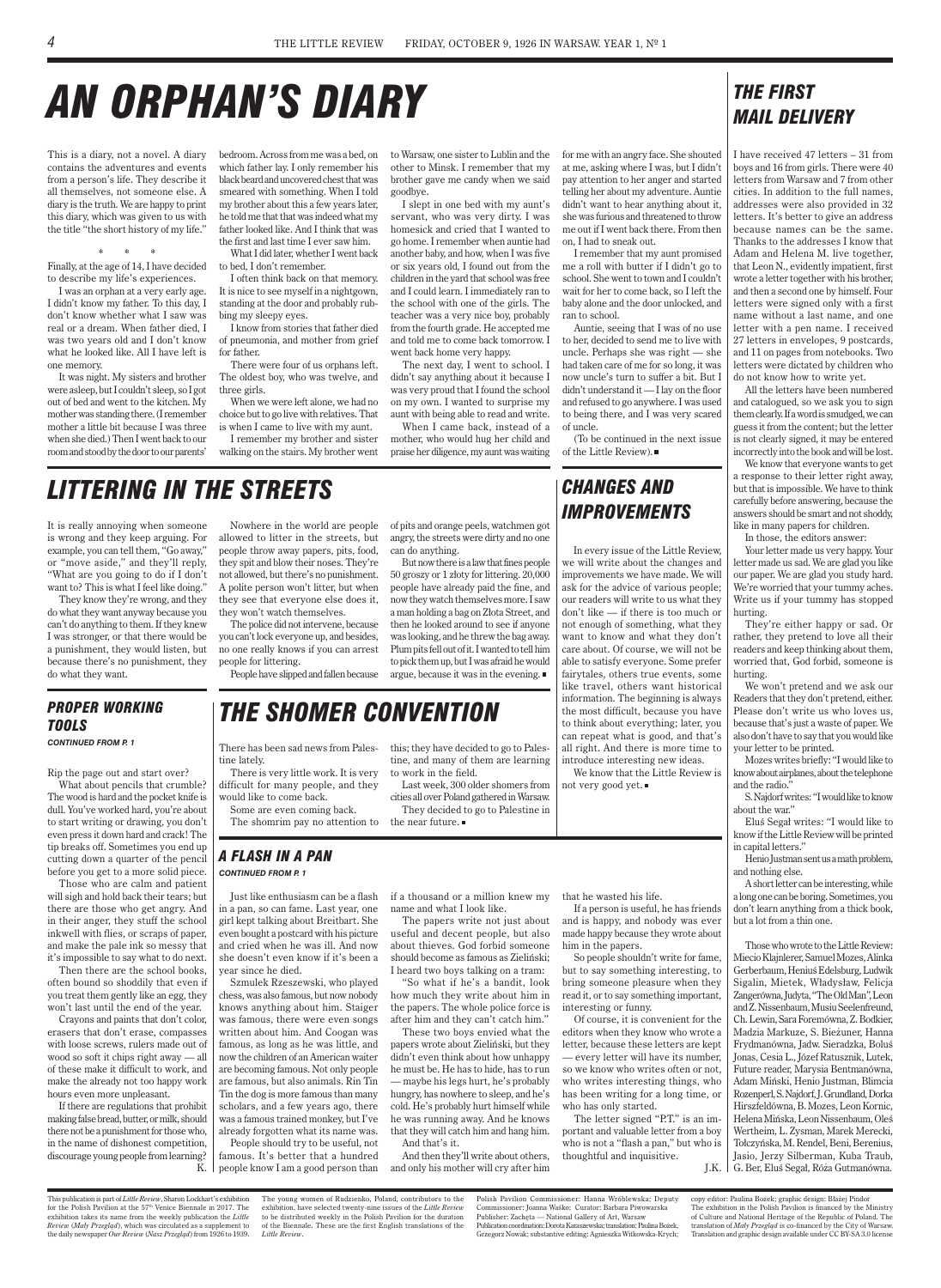# AN ORPHAN'S DIARY

This is a diary, not a novel. A diary contains the adventures and events from a person's life. They describe it all themselves, not someone else. A diary is the truth. We are happy to print this diary, which was given to us with the title "the short history of my life."

\* \* \*

Finally, at the age of 14, I have decided to describe my life's experiences.

I was an orphan at a very early age. I didn't know my father. To this day, I don't know whether what I saw was real or a dream. When father died, I was two years old and I don't know what he looked like. All I have left is one memory.

It was night. My sisters and brother were asleep, but I couldn't sleep, so I got out of bed and went to the kitchen. My mother was standing there. (I remember mother a little bit because I was three when she died.) Then I went back to our room and stood by the door to our parents' bedroom. Across from me was a bed, on which father lay. I only remember his black beard and uncovered chest that was smeared with something. When I told my brother about this a few years later, he told me that that was indeed what my father looked like. And I think that was the first and last time I ever saw him.

What I did later, whether I went back to bed, I don't remember.

I often think back on that memory. It is nice to see myself in a nightgown, standing at the door and probably rubbing my sleepy eyes.

I know from stories that father died of pneumonia, and mother from grief for father.

There were four of us orphans left. The oldest boy, who was twelve, and three girls.

When we were left alone, we had no choice but to go live with relatives. That is when I came to live with my aunt.

I remember my brother and sister walking on the stairs. My brother went to Warsaw, one sister to Lublin and the other to Minsk. I remember that my brother gave me candy when we said goodbye.

I slept in one bed with my aunt's servant, who was very dirty. I was homesick and cried that I wanted to go home. I remember when auntie had another baby, and how, when I was five or six years old, I found out from the children in the yard that school was free and I could learn. I immediately ran to the school with one of the girls. The teacher was a very nice boy, probably from the fourth grade. He accepted me and told me to come back tomorrow. I went back home very happy.

The next day, I went to school. I didn't say anything about it because I was very proud that I found the school on my own. I wanted to surprise my aunt with being able to read and write.

When I came back, instead of a mother, who would hug her child and praise her diligence, my aunt was waiting for me with an angry face. She shouted at me, asking where I was, but I didn't pay attention to her anger and started telling her about my adventure. Auntie didn't want to hear anything about it, she was furious and threatened to throw me out if I went back there. From then on, I had to sneak out.

I remember that my aunt promised me a roll with butter if I didn't go to school. She went to town and I couldn't wait for her to come back, so I left the baby alone and the door unlocked, and ran to school.

Auntie, seeing that I was of no use to her, decided to send me to live with uncle. Perhaps she was right — she had taken care of me for so long, it was now uncle's turn to suffer a bit. But I didn't understand it — I lay on the floor and refused to go anywhere. I was used to being there, and I was very scared of uncle.

(To be continued in the next issue of the Little Review). ■

# THE FIRST MAIL DELIVERY

I have received 47 letters – 31 from boys and 16 from girls. There were 40 letters from Warsaw and 7 from other cities. In addition to the full names, addresses were also provided in 32 letters. It's better to give an address because names can be the same. Thanks to the addresses I know that Adam and Helena M. live together, that Leon N., evidently impatient, first wrote a letter together with his brother, and then a second one by himself. Four letters were signed only with a first name without a last name, and one letter with a pen name. I received 27 letters in envelopes, 9 postcards, and 11 on pages from notebooks. Two letters were dictated by children who do not know how to write yet.

All the letters have been numbered and catalogued, so we ask you to sign them clearly. If a word is smudged, we can guess it from the content; but the letter is not clearly signed, it may be entered incorrectly into the book and will be lost.

We know that everyone wants to get a response to their letter right away, but that is impossible. We have to think carefully before answering, because the answers should be smart and not shoddy, like in many papers for children.

In those, the editors answer:

Your letter made us very happy. Your letter made us sad. We are glad you like our paper. We are glad you study hard. We're worried that your tummy aches. Write us if your tummy has stopped hurting.

They're either happy or sad. Or rather, they pretend to love all their readers and keep thinking about them, worried that, God forbid, someone is hurting.

We won't pretend and we ask our Readers that they don't pretend, either. Please don't write us who loves us, because that's just a waste of paper. We also don't have to say that you would like your letter to be printed.

Mozes writes briefly: "I would like to know about airplanes, about the telephone and the radio."

S. Najdorf writes: "I would like to know about the war."

Eluś Segał writes: "I would like to know if the Little Review will be printed in capital letters."

Henio Justman sent us a math problem, and nothing else.

A short letter can be interesting, while a long one can be boring. Sometimes, you don't learn anything from a thick book, but a lot from a thin one.

Those who wrote to the Little Review: Miecio Klajnlerer, Samuel Mozes, Alinka Gerberbaum, Heniuś Edelsburg, Ludwik Sigalin, Mietek, Władysław, Felicja Zangerówna, Judyta, "The Old Man", Leon and Z. Nissenbaum, Musiu Seelenfreund, Ch. Lewin, Sara Foremówna, Z. Bodkier, Madzia Markuze, S. Bieżuner, Hanna Frydmanówna, Jadw. Sieradzka, Boluś Jonas, Cesia L., Józef Ratusznik, Lutek, Future reader, Marysia Bentmanówna, Adam Miński, Henio Justman, Blimcia Rozenperl, S. Najdorf, J. Grundland, Dorka Hirszfeldówna, B. Mozes, Leon Kornic, Helena Mińska, Leon Nissenbaum, Oleś Wertheim, L. Zysman, Marek Merecki, Tołczyńska, M. Rendel, Beni, Berenius, Jasio, Jerzy Silberman, Kuba Traub, G. Ber, Eluś Segał, Róża Gutmanówna.

# LITTERING IN THE STREETS

It is really annoying when someone is wrong and they keep arguing. For example, you can tell them, "Go away," or "move aside," and they'll reply, "What are you going to do if I don't want to? This is what I feel like doing."

They know they're wrong, and they do what they want anyway because you can't do anything to them. If they knew I was stronger, or that there would be a punishment, they would listen, but because there's no punishment, they do what they want.

Nowhere in the world are people allowed to litter in the streets, but people throw away papers, pits, food, they spit and blow their noses. They're not allowed, but there's no punishment. A polite person won't litter, but when they see that everyone else does it, they won't watch themselves.

The police did not intervene, because you can't lock everyone up, and besides, no one really knows if you can arrest people for littering.

People have slipped and fallen because of pits and orange peels, watchmen got angry, the streets were dirty and no one can do anything.

But now there is a law that fines people 50 groszy or 1 złoty for littering. 20,000 people have already paid the fine, and now they watch themselves more. I saw a man holding a bag on Złota Street, and then he looked around to see if anyone was looking, and he threw the bag away. Plum pits fell out of it. I wanted to tell him to pick them up, but I was afraid he would argue, because it was in the evening. ■

# CHANGES AND IMPROVEMENTS

In every issue of the Little Review, we will write about the changes and improvements we have made. We will ask for the advice of various people; our readers will write to us what they don't like — if there is too much or not enough of something, what they want to know and what they don't care about. Of course, we will not be able to satisfy everyone. Some prefer fairytales, others true events, some like travel, others want historical information. The beginning is always the most difficult, because you have to think about everything; later, you can repeat what is good, and that's all right. And there is more time to introduce interesting new ideas.

We know that the Little Review is not very good yet. ■

## PROPER WORKING TOOLS

*CONTINUED FROM P. 1*

Rip the page out and start over?

What about pencils that crumble? The wood is hard and the pocket knife is dull. You've worked hard, you're about to start writing or drawing, you don't even press it down hard and crack! The tip breaks off. Sometimes you end up cutting down a quarter of the pencil before you get to a more solid piece.

Those who are calm and patient will sigh and hold back their tears; but there are those who get angry. And in their anger, they stuff the school inkwell with flies, or scraps of paper, and make the pale ink so messy that it's impossible to say what to do next.

Then there are the school books, often bound so shoddily that even if you treat them gently like an egg, they won't last until the end of the year.

Crayons and paints that don't color, erasers that don't erase, compasses with loose screws, rulers made out of wood so soft it chips right away — all of these make it difficult to work, and make the already not too happy work hours even more unpleasant.

If there are regulations that prohibit making false bread, butter, or milk, should there not be a punishment for those who, in the name of dishonest competition, discourage young people from learning?

K.

# THE SHOMER CONVENTION

There has been sad news from Palestine lately.

There is very little work. It is very difficult for many people, and they would like to come back.

Some are even coming back.

The shomrim pay no attention to this; they have decided to go to Palestine, and many of them are learning to work in the field.

Last week, 300 older shomers from cities all over Poland gathered in Warsaw.

They decided to go to Palestine in the near future. ■

## A FLASH IN A PAN

*CONTINUED FROM P. 1*

Just like enthusiasm can be a flash in a pan, so can fame. Last year, one girl kept talking about Breitbart. She even bought a postcard with his picture and cried when he was ill. And now she doesn't even know if it's been a year since he died.

Szmulek Rzeszewski, who played chess, was also famous, but now nobody knows anything about him. Staiger was famous, there were even songs written about him. And Coogan was famous, as long as he was little, and now the children of an American waiter are becoming famous. Not only people are famous, but also animals. Rin Tin Tin the dog is more famous than many scholars, and a few years ago, there was a famous trained monkey, but I've already forgotten what its name was.

People should try to be useful, not famous. It's better that a hundred people know I am a good person than if a thousand or a million knew my name and what I look like.

The papers write not just about useful and decent people, but also about thieves. God forbid someone should become as famous as Zieliński; I heard two boys talking on a tram:

"So what if he's a bandit, look how much they write about him in the papers. The whole police force is after him and they can't catch him."

These two boys envied what the papers wrote about Zieliński, but they didn't even think about how unhappy he must be. He has to hide, has to run — maybe his legs hurt, he's probably hungry, has nowhere to sleep, and he's cold. He's probably hurt himself while he was running away. And he knows that they will catch him and hang him.

And that's it.

And then they'll write about others, and only his mother will cry after him that he wasted his life.

If a person is useful, he has friends and is happy, and nobody was ever made happy because they wrote about him in the papers.

So people shouldn't write for fame, but to say something interesting, to bring someone pleasure when they read it, or to say something important, interesting or funny.

Of course, it is convenient for the editors when they know who wrote a letter, because these letters are kept — every letter will have its number, so we know who writes often or not, who writes interesting things, who has been writing for a long time, or who has only started.

The letter signed "P.T." is an important and valuable letter from a boy who is not a "flash a pan," but who is thoughtful and inquisitive.

J.K.

This publication is part of *Little Review*, Sharon Lockhart's exhibition for the Polish Pavilion at the 57th Venice Biennale in 2017. The exhibition takes its name from the weekly publication the *Little Review* (*Mały Przegląd*), which was circulated as a supplement to the daily newspaper *Our Review* (*Nasz Przegląd*) from 1926 to 1939.

The young women of Rudzienko, Poland, contributors to the exhibition, have selected twenty-nine issues of the *Little Review* to be distributed weekly in the Polish Pavilion for the duration of the Biennale. These are the first English translations of the *Little Review*.

Polish Pavilion Commissioner: Hanna Wróblewska; Deputy Commissioner: Joanna Waśko; Curator: Barbara Piwowarska
Publisher: Zachęta — National Gallery of Art, Warsaw
Publication coordination: Dorota Karaszewska; translation: Paulina Bożek, Grzegorz Nowak; substantive editing: Agnieszka Witkowska-Krych; copy editor: Paulina Bożek; graphic design: Błażej Pindor

The exhibition in the Polish Pavilion is financed by the Ministry of Culture and National Heritage of the Republic of Poland. The translation of *Mały Przegląd* is co-financed by the City of Warsaw. Translation and graphic design available under CC BY-SA 3.0 license